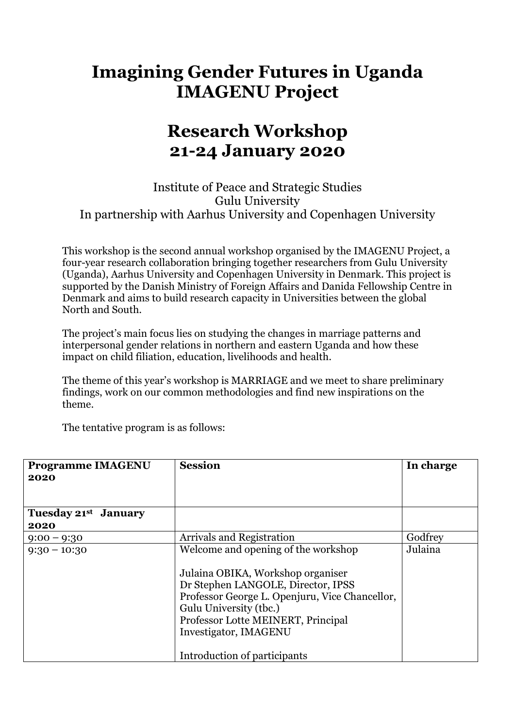# Imagining Gender Futures in Uganda
# IMAGENU Project

# Research Workshop
# 21-24 January 2020

Institute of Peace and Strategic Studies
Gulu University
In partnership with Aarhus University and Copenhagen University

This workshop is the second annual workshop organised by the IMAGENU Project, a four-year research collaboration bringing together researchers from Gulu University (Uganda), Aarhus University and Copenhagen University in Denmark. This project is supported by the Danish Ministry of Foreign Affairs and Danida Fellowship Centre in Denmark and aims to build research capacity in Universities between the global North and South.

The project's main focus lies on studying the changes in marriage patterns and interpersonal gender relations in northern and eastern Uganda and how these impact on child filiation, education, livelihoods and health.

The theme of this year's workshop is MARRIAGE and we meet to share preliminary findings, work on our common methodologies and find new inspirations on the theme.

The tentative program is as follows:

| **Programme IMAGENU 2020** | **Session** | **In charge** |
|---|---|---|
| **Tuesday 21st January 2020** | | |
| 9:00 – 9:30 | Arrivals and Registration | Godfrey |
| 9:30 – 10:30 | Welcome and opening of the workshop<br><br>Julaina OBIKA, Workshop organiser<br>Dr Stephen LANGOLE, Director, IPSS<br>Professor George L. Openjuru, Vice Chancellor, Gulu University (tbc.)<br>Professor Lotte MEINERT, Principal Investigator, IMAGENU<br><br>Introduction of participants | Julaina |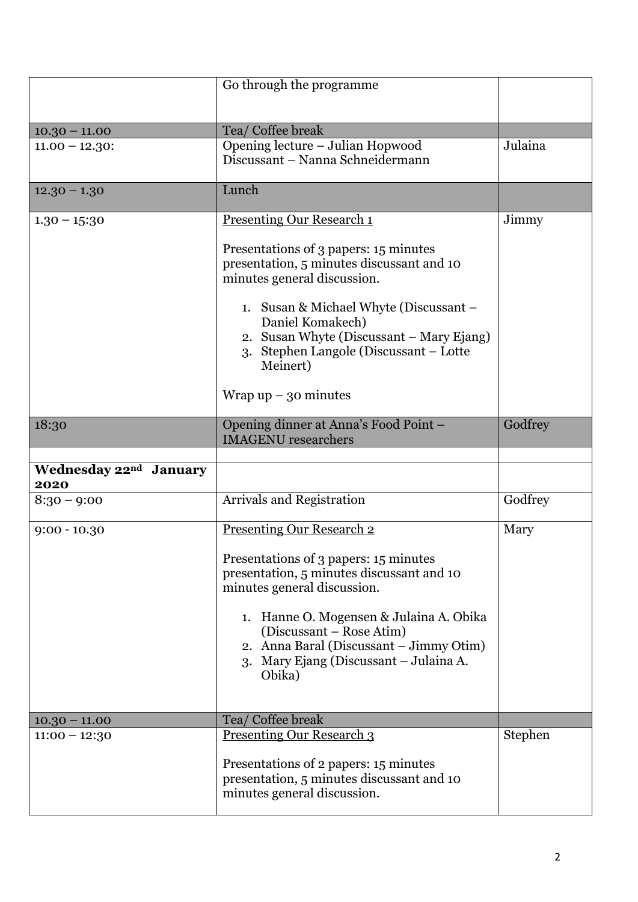| | | |
|---|---|---|
| | Go through the programme | |
| 10.30 – 11.00 | Tea/ Coffee break | |
| 11.00 – 12.30: | Opening lecture – Julian Hopwood<br>Discussant – Nanna Schneidermann | Julaina |
| 12.30 – 1.30 | Lunch | |
| 1.30 – 15:30 | <u>Presenting Our Research 1</u><br><br>Presentations of 3 papers: 15 minutes presentation, 5 minutes discussant and 10 minutes general discussion.<br><br>1. Susan & Michael Whyte (Discussant – Daniel Komakech)<br>2. Susan Whyte (Discussant – Mary Ejang)<br>3. Stephen Langole (Discussant – Lotte Meinert)<br><br>Wrap up – 30 minutes | Jimmy |
| 18:30 | Opening dinner at Anna's Food Point – IMAGENU researchers | Godfrey |
| | | |
| **Wednesday 22nd January 2020** | | |
| 8:30 – 9:00 | Arrivals and Registration | Godfrey |
| 9:00 - 10.30 | <u>Presenting Our Research 2</u><br><br>Presentations of 3 papers: 15 minutes presentation, 5 minutes discussant and 10 minutes general discussion.<br><br>1. Hanne O. Mogensen & Julaina A. Obika (Discussant – Rose Atim)<br>2. Anna Baral (Discussant – Jimmy Otim)<br>3. Mary Ejang (Discussant – Julaina A. Obika) | Mary |
| 10.30 – 11.00 | Tea/ Coffee break | |
| 11:00 – 12:30 | <u>Presenting Our Research 3</u><br><br>Presentations of 2 papers: 15 minutes presentation, 5 minutes discussant and 10 minutes general discussion. | Stephen |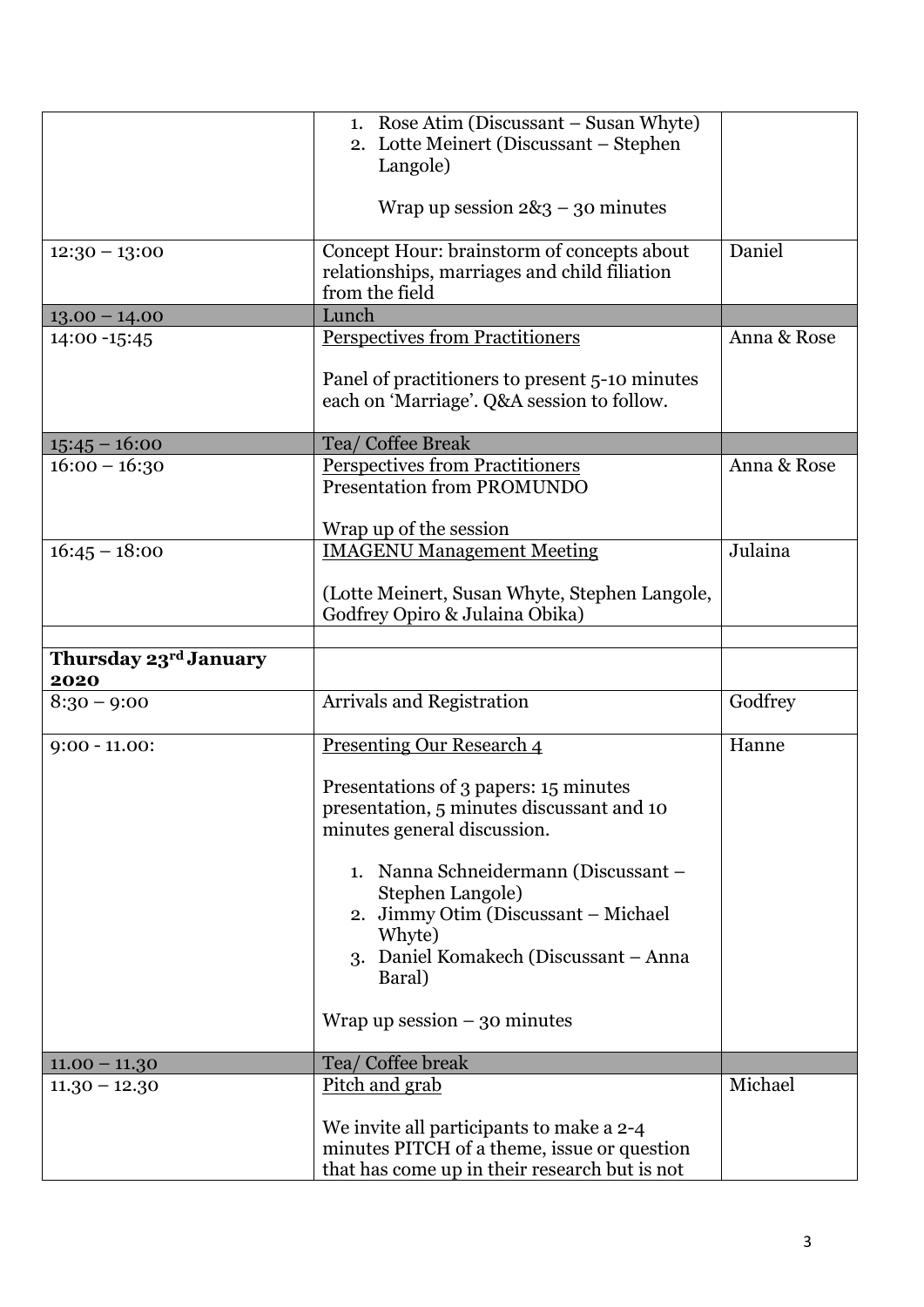| | | |
|---|---|---|
| | 1. Rose Atim (Discussant – Susan Whyte)<br>2. Lotte Meinert (Discussant – Stephen Langole)<br><br>Wrap up session 2&3 – 30 minutes | |
| 12:30 – 13:00 | Concept Hour: brainstorm of concepts about relationships, marriages and child filiation from the field | Daniel |
| 13.00 – 14.00 | Lunch | |
| 14:00 -15:45 | <u>Perspectives from Practitioners</u><br><br>Panel of practitioners to present 5-10 minutes each on 'Marriage'. Q&A session to follow. | Anna & Rose |
| 15:45 – 16:00 | Tea/ Coffee Break | |
| 16:00 – 16:30 | <u>Perspectives from Practitioners</u><br>Presentation from PROMUNDO<br><br>Wrap up of the session | Anna & Rose |
| 16:45 – 18:00 | <u>IMAGENU Management Meeting</u><br><br>(Lotte Meinert, Susan Whyte, Stephen Langole, Godfrey Opiro & Julaina Obika) | Julaina |
| | | |
| **Thursday 23rd January 2020** | | |
| 8:30 – 9:00 | Arrivals and Registration | Godfrey |
| 9:00 - 11.00: | <u>Presenting Our Research 4</u><br><br>Presentations of 3 papers: 15 minutes presentation, 5 minutes discussant and 10 minutes general discussion.<br><br>1. Nanna Schneidermann (Discussant – Stephen Langole)<br>2. Jimmy Otim (Discussant – Michael Whyte)<br>3. Daniel Komakech (Discussant – Anna Baral)<br><br>Wrap up session – 30 minutes | Hanne |
| 11.00 – 11.30 | Tea/ Coffee break | |
| 11.30 – 12.30 | <u>Pitch and grab</u><br><br>We invite all participants to make a 2-4 minutes PITCH of a theme, issue or question that has come up in their research but is not | Michael |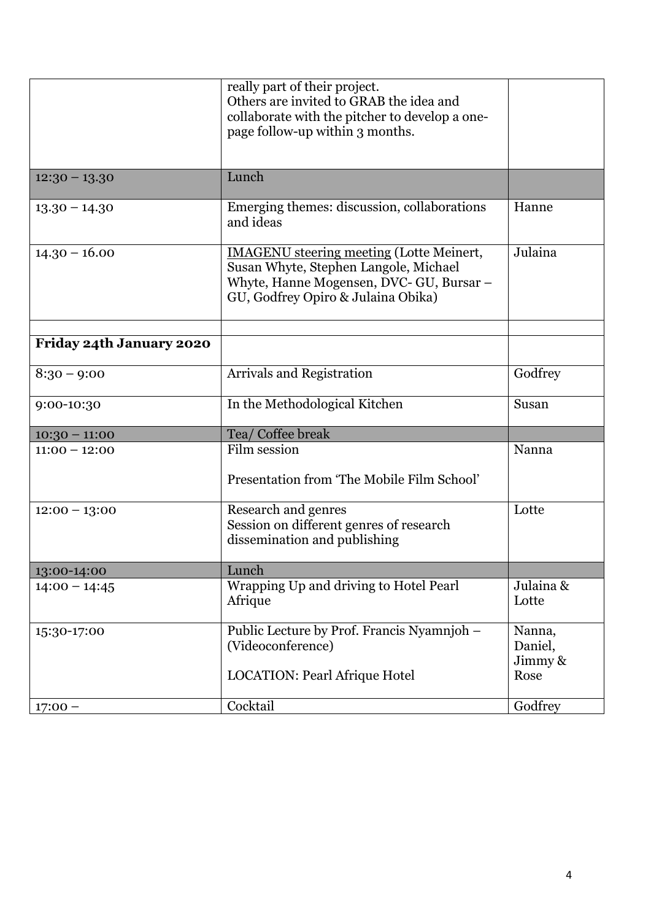| | | |
|---|---|---|
| | really part of their project. Others are invited to GRAB the idea and collaborate with the pitcher to develop a one-page follow-up within 3 months. | |
| 12:30 – 13.30 | Lunch | |
| 13.30 – 14.30 | Emerging themes: discussion, collaborations and ideas | Hanne |
| 14.30 – 16.00 | IMAGENU steering meeting (Lotte Meinert, Susan Whyte, Stephen Langole, Michael Whyte, Hanne Mogensen, DVC- GU, Bursar – GU, Godfrey Opiro & Julaina Obika) | Julaina |
| | | |
| **Friday 24th January 2020** | | |
| 8:30 – 9:00 | Arrivals and Registration | Godfrey |
| 9:00-10:30 | In the Methodological Kitchen | Susan |
| 10:30 – 11:00 | Tea/ Coffee break | |
| 11:00 – 12:00 | Film session<br><br>Presentation from 'The Mobile Film School' | Nanna |
| 12:00 – 13:00 | Research and genres<br>Session on different genres of research dissemination and publishing | Lotte |
| 13:00-14:00 | Lunch | |
| 14:00 – 14:45 | Wrapping Up and driving to Hotel Pearl Afrique | Julaina & Lotte |
| 15:30-17:00 | Public Lecture by Prof. Francis Nyamnjoh – (Videoconference)<br><br>LOCATION: Pearl Afrique Hotel | Nanna, Daniel, Jimmy & Rose |
| 17:00 – | Cocktail | Godfrey |